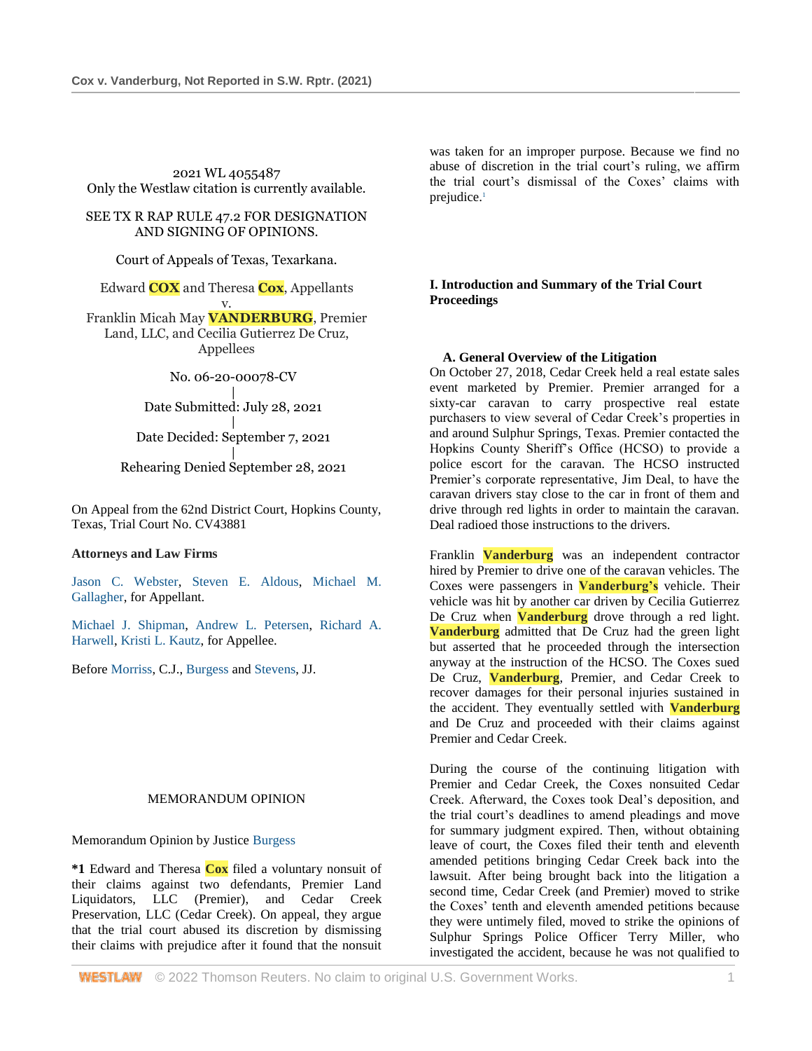2021 WL 4055487
Only the Westlaw citation is currently available.

SEE TX R RAP RULE 47.2 FOR DESIGNATION AND SIGNING OF OPINIONS.

Court of Appeals of Texas, Texarkana.

Edward COX and Theresa Cox, Appellants
v.
Franklin Micah May VANDERBURG, Premier Land, LLC, and Cecilia Gutierrez De Cruz, Appellees

No. 06-20-00078-CV
|
Date Submitted: July 28, 2021
|
Date Decided: September 7, 2021
|
Rehearing Denied September 28, 2021

On Appeal from the 62nd District Court, Hopkins County, Texas, Trial Court No. CV43881

**Attorneys and Law Firms**

Jason C. Webster, Steven E. Aldous, Michael M. Gallagher, for Appellant.

Michael J. Shipman, Andrew L. Petersen, Richard A. Harwell, Kristi L. Kautz, for Appellee.

Before Morriss, C.J., Burgess and Stevens, JJ.

MEMORANDUM OPINION

Memorandum Opinion by Justice Burgess

**\*1** Edward and Theresa Cox filed a voluntary nonsuit of their claims against two defendants, Premier Land Liquidators, LLC (Premier), and Cedar Creek Preservation, LLC (Cedar Creek). On appeal, they argue that the trial court abused its discretion by dismissing their claims with prejudice after it found that the nonsuit was taken for an improper purpose. Because we find no abuse of discretion in the trial court's ruling, we affirm the trial court's dismissal of the Coxes' claims with prejudice.[1]

## I. Introduction and Summary of the Trial Court Proceedings

### A. General Overview of the Litigation

On October 27, 2018, Cedar Creek held a real estate sales event marketed by Premier. Premier arranged for a sixty-car caravan to carry prospective real estate purchasers to view several of Cedar Creek's properties in and around Sulphur Springs, Texas. Premier contacted the Hopkins County Sheriff's Office (HCSO) to provide a police escort for the caravan. The HCSO instructed Premier's corporate representative, Jim Deal, to have the caravan drivers stay close to the car in front of them and drive through red lights in order to maintain the caravan. Deal radioed those instructions to the drivers.

Franklin Vanderburg was an independent contractor hired by Premier to drive one of the caravan vehicles. The Coxes were passengers in Vanderburg's vehicle. Their vehicle was hit by another car driven by Cecilia Gutierrez De Cruz when Vanderburg drove through a red light. Vanderburg admitted that De Cruz had the green light but asserted that he proceeded through the intersection anyway at the instruction of the HCSO. The Coxes sued De Cruz, Vanderburg, Premier, and Cedar Creek to recover damages for their personal injuries sustained in the accident. They eventually settled with Vanderburg and De Cruz and proceeded with their claims against Premier and Cedar Creek.

During the course of the continuing litigation with Premier and Cedar Creek, the Coxes nonsuited Cedar Creek. Afterward, the Coxes took Deal's deposition, and the trial court's deadlines to amend pleadings and move for summary judgment expired. Then, without obtaining leave of court, the Coxes filed their tenth and eleventh amended petitions bringing Cedar Creek back into the lawsuit. After being brought back into the litigation a second time, Cedar Creek (and Premier) moved to strike the Coxes' tenth and eleventh amended petitions because they were untimely filed, moved to strike the opinions of Sulphur Springs Police Officer Terry Miller, who investigated the accident, because he was not qualified to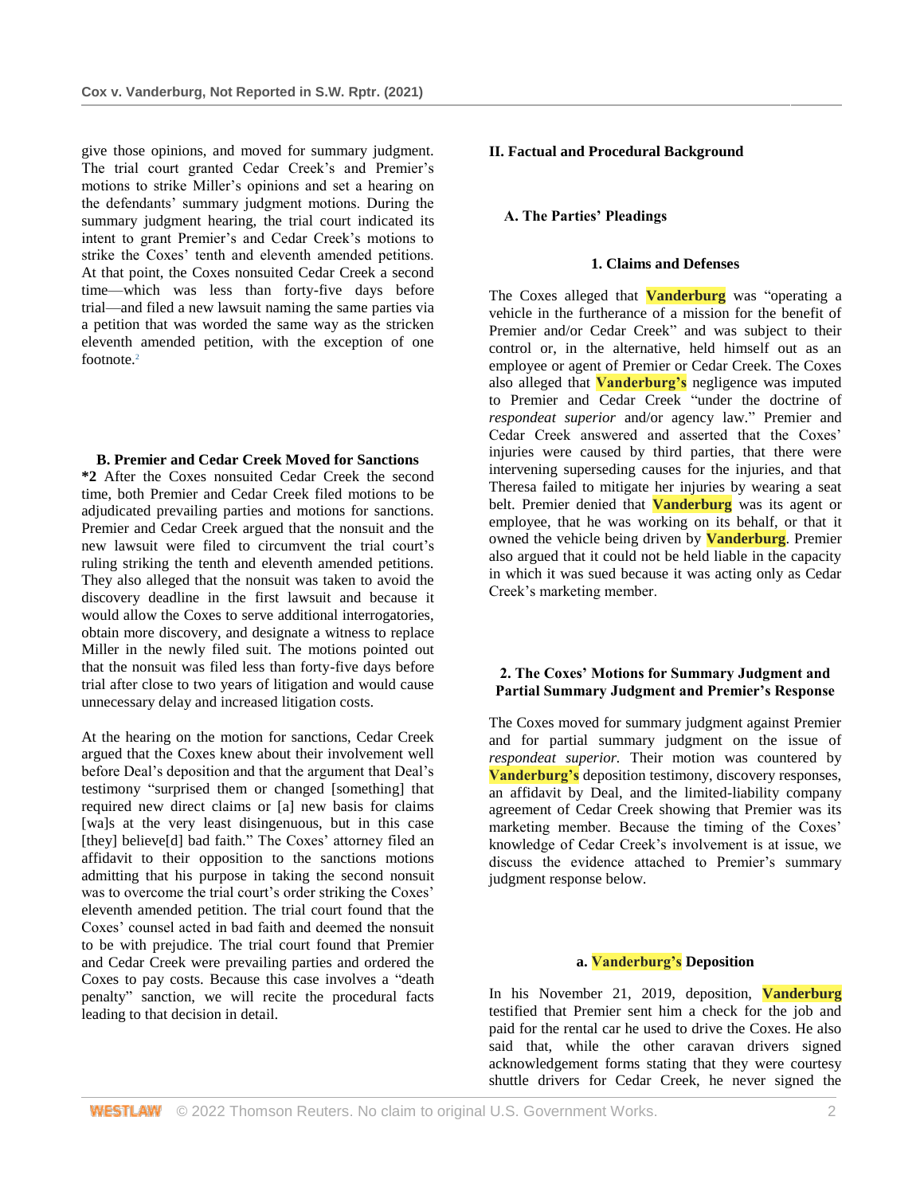give those opinions, and moved for summary judgment. The trial court granted Cedar Creek's and Premier's motions to strike Miller's opinions and set a hearing on the defendants' summary judgment motions. During the summary judgment hearing, the trial court indicated its intent to grant Premier's and Cedar Creek's motions to strike the Coxes' tenth and eleventh amended petitions. At that point, the Coxes nonsuited Cedar Creek a second time—which was less than forty-five days before trial—and filed a new lawsuit naming the same parties via a petition that was worded the same way as the stricken eleventh amended petition, with the exception of one footnote.[2]

### B. Premier and Cedar Creek Moved for Sanctions

**\*2** After the Coxes nonsuited Cedar Creek the second time, both Premier and Cedar Creek filed motions to be adjudicated prevailing parties and motions for sanctions. Premier and Cedar Creek argued that the nonsuit and the new lawsuit were filed to circumvent the trial court's ruling striking the tenth and eleventh amended petitions. They also alleged that the nonsuit was taken to avoid the discovery deadline in the first lawsuit and because it would allow the Coxes to serve additional interrogatories, obtain more discovery, and designate a witness to replace Miller in the newly filed suit. The motions pointed out that the nonsuit was filed less than forty-five days before trial after close to two years of litigation and would cause unnecessary delay and increased litigation costs.

At the hearing on the motion for sanctions, Cedar Creek argued that the Coxes knew about their involvement well before Deal's deposition and that the argument that Deal's testimony "surprised them or changed [something] that required new direct claims or [a] new basis for claims [wa]s at the very least disingenuous, but in this case [they] believe[d] bad faith." The Coxes' attorney filed an affidavit to their opposition to the sanctions motions admitting that his purpose in taking the second nonsuit was to overcome the trial court's order striking the Coxes' eleventh amended petition. The trial court found that the Coxes' counsel acted in bad faith and deemed the nonsuit to be with prejudice. The trial court found that Premier and Cedar Creek were prevailing parties and ordered the Coxes to pay costs. Because this case involves a "death penalty" sanction, we will recite the procedural facts leading to that decision in detail.

## II. Factual and Procedural Background

### A. The Parties' Pleadings

#### 1. Claims and Defenses

The Coxes alleged that Vanderburg was "operating a vehicle in the furtherance of a mission for the benefit of Premier and/or Cedar Creek" and was subject to their control or, in the alternative, held himself out as an employee or agent of Premier or Cedar Creek. The Coxes also alleged that Vanderburg's negligence was imputed to Premier and Cedar Creek "under the doctrine of *respondeat superior* and/or agency law." Premier and Cedar Creek answered and asserted that the Coxes' injuries were caused by third parties, that there were intervening superseding causes for the injuries, and that Theresa failed to mitigate her injuries by wearing a seat belt. Premier denied that Vanderburg was its agent or employee, that he was working on its behalf, or that it owned the vehicle being driven by Vanderburg. Premier also argued that it could not be held liable in the capacity in which it was sued because it was acting only as Cedar Creek's marketing member.

#### 2. The Coxes' Motions for Summary Judgment and Partial Summary Judgment and Premier's Response

The Coxes moved for summary judgment against Premier and for partial summary judgment on the issue of *respondeat superior.* Their motion was countered by Vanderburg's deposition testimony, discovery responses, an affidavit by Deal, and the limited-liability company agreement of Cedar Creek showing that Premier was its marketing member. Because the timing of the Coxes' knowledge of Cedar Creek's involvement is at issue, we discuss the evidence attached to Premier's summary judgment response below.

##### a. Vanderburg's Deposition

In his November 21, 2019, deposition, Vanderburg testified that Premier sent him a check for the job and paid for the rental car he used to drive the Coxes. He also said that, while the other caravan drivers signed acknowledgement forms stating that they were courtesy shuttle drivers for Cedar Creek, he never signed the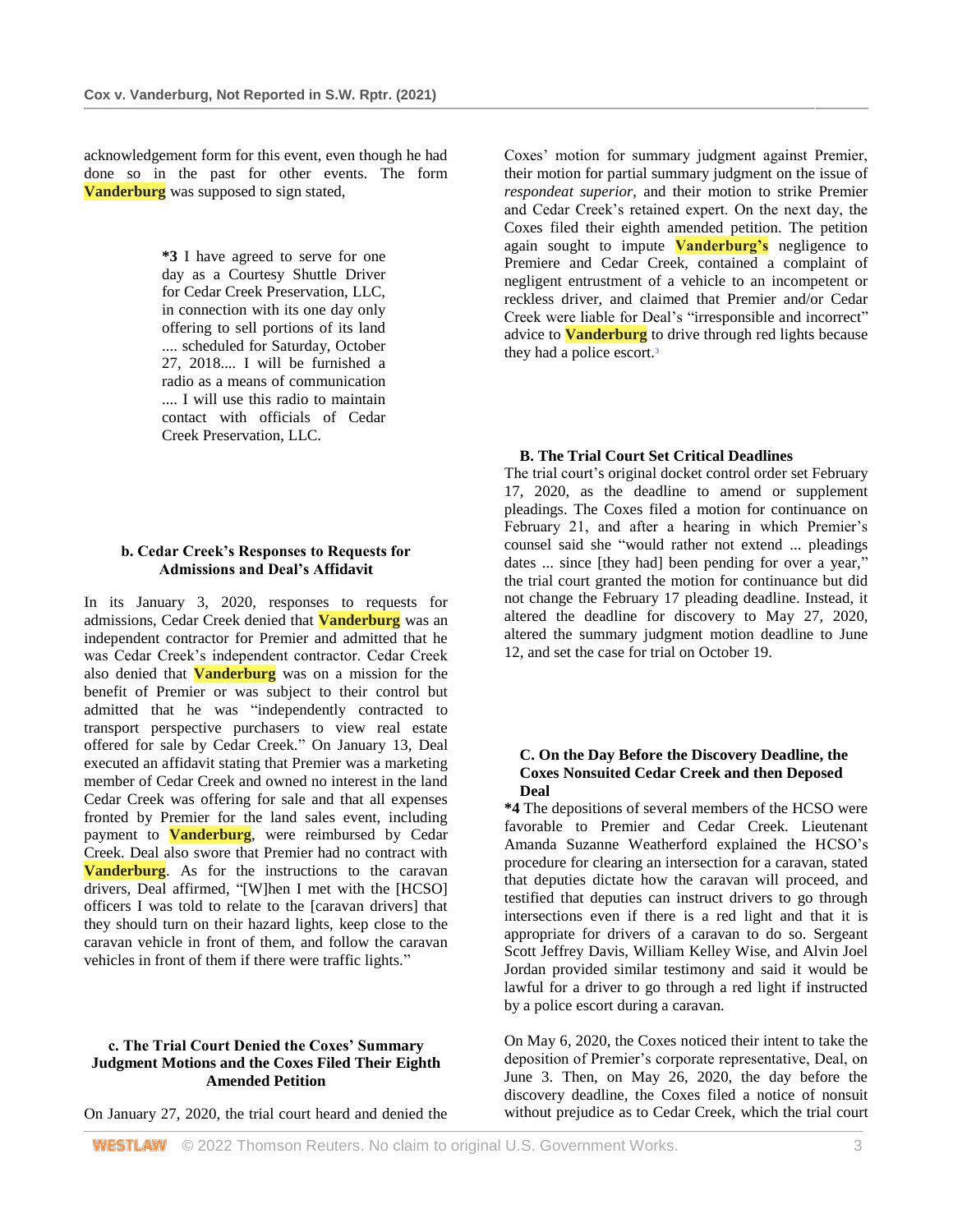acknowledgement form for this event, even though he had done so in the past for other events. The form Vanderburg was supposed to sign stated,

> *3 I have agreed to serve for one day as a Courtesy Shuttle Driver for Cedar Creek Preservation, LLC, in connection with its one day only offering to sell portions of its land .... scheduled for Saturday, October 27, 2018.... I will be furnished a radio as a means of communication .... I will use this radio to maintain contact with officials of Cedar Creek Preservation, LLC.

#### b. Cedar Creek's Responses to Requests for Admissions and Deal's Affidavit

In its January 3, 2020, responses to requests for admissions, Cedar Creek denied that Vanderburg was an independent contractor for Premier and admitted that he was Cedar Creek's independent contractor. Cedar Creek also denied that Vanderburg was on a mission for the benefit of Premier or was subject to their control but admitted that he was "independently contracted to transport perspective purchasers to view real estate offered for sale by Cedar Creek." On January 13, Deal executed an affidavit stating that Premier was a marketing member of Cedar Creek and owned no interest in the land Cedar Creek was offering for sale and that all expenses fronted by Premier for the land sales event, including payment to Vanderburg, were reimbursed by Cedar Creek. Deal also swore that Premier had no contract with Vanderburg. As for the instructions to the caravan drivers, Deal affirmed, "[W]hen I met with the [HCSO] officers I was told to relate to the [caravan drivers] that they should turn on their hazard lights, keep close to the caravan vehicle in front of them, and follow the caravan vehicles in front of them if there were traffic lights."

#### c. The Trial Court Denied the Coxes' Summary Judgment Motions and the Coxes Filed Their Eighth Amended Petition

On January 27, 2020, the trial court heard and denied the Coxes' motion for summary judgment against Premier, their motion for partial summary judgment on the issue of *respondeat superior*, and their motion to strike Premier and Cedar Creek's retained expert. On the next day, the Coxes filed their eighth amended petition. The petition again sought to impute Vanderburg's negligence to Premiere and Cedar Creek, contained a complaint of negligent entrustment of a vehicle to an incompetent or reckless driver, and claimed that Premier and/or Cedar Creek were liable for Deal's "irresponsible and incorrect" advice to Vanderburg to drive through red lights because they had a police escort.[3]

### B. The Trial Court Set Critical Deadlines

The trial court's original docket control order set February 17, 2020, as the deadline to amend or supplement pleadings. The Coxes filed a motion for continuance on February 21, and after a hearing in which Premier's counsel said she "would rather not extend ... pleadings dates ... since [they had] been pending for over a year," the trial court granted the motion for continuance but did not change the February 17 pleading deadline. Instead, it altered the deadline for discovery to May 27, 2020, altered the summary judgment motion deadline to June 12, and set the case for trial on October 19.

### C. On the Day Before the Discovery Deadline, the Coxes Nonsuited Cedar Creek and then Deposed Deal

*4 The depositions of several members of the HCSO were favorable to Premier and Cedar Creek. Lieutenant Amanda Suzanne Weatherford explained the HCSO's procedure for clearing an intersection for a caravan, stated that deputies dictate how the caravan will proceed, and testified that deputies can instruct drivers to go through intersections even if there is a red light and that it is appropriate for drivers of a caravan to do so. Sergeant Scott Jeffrey Davis, William Kelley Wise, and Alvin Joel Jordan provided similar testimony and said it would be lawful for a driver to go through a red light if instructed by a police escort during a caravan.

On May 6, 2020, the Coxes noticed their intent to take the deposition of Premier's corporate representative, Deal, on June 3. Then, on May 26, 2020, the day before the discovery deadline, the Coxes filed a notice of nonsuit without prejudice as to Cedar Creek, which the trial court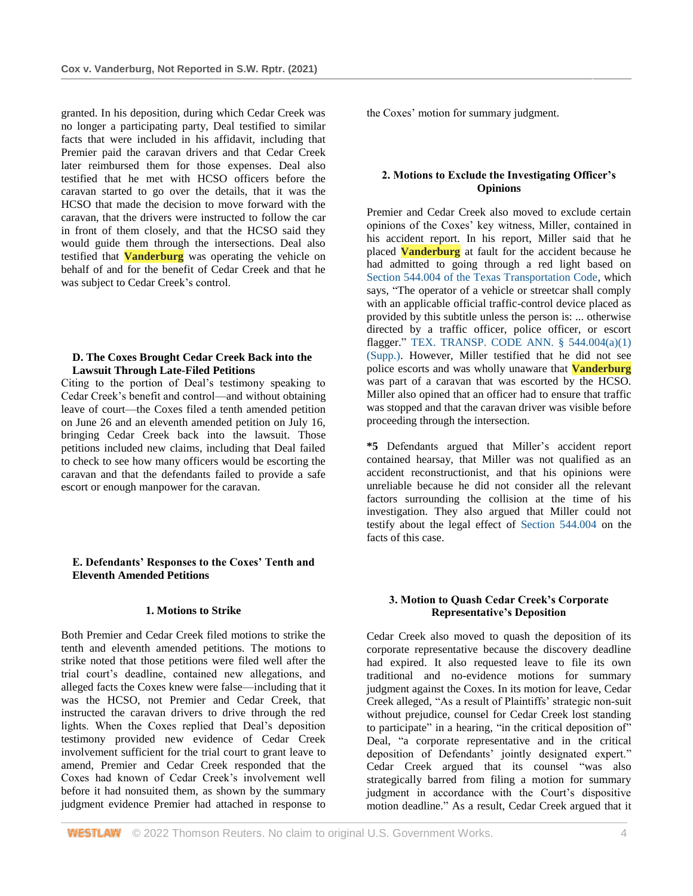granted. In his deposition, during which Cedar Creek was no longer a participating party, Deal testified to similar facts that were included in his affidavit, including that Premier paid the caravan drivers and that Cedar Creek later reimbursed them for those expenses. Deal also testified that he met with HCSO officers before the caravan started to go over the details, that it was the HCSO that made the decision to move forward with the caravan, that the drivers were instructed to follow the car in front of them closely, and that the HCSO said they would guide them through the intersections. Deal also testified that **Vanderburg** was operating the vehicle on behalf of and for the benefit of Cedar Creek and that he was subject to Cedar Creek's control.

### D. The Coxes Brought Cedar Creek Back into the Lawsuit Through Late-Filed Petitions

Citing to the portion of Deal's testimony speaking to Cedar Creek's benefit and control—and without obtaining leave of court—the Coxes filed a tenth amended petition on June 26 and an eleventh amended petition on July 16, bringing Cedar Creek back into the lawsuit. Those petitions included new claims, including that Deal failed to check to see how many officers would be escorting the caravan and that the defendants failed to provide a safe escort or enough manpower for the caravan.

### E. Defendants' Responses to the Coxes' Tenth and Eleventh Amended Petitions

#### 1. Motions to Strike

Both Premier and Cedar Creek filed motions to strike the tenth and eleventh amended petitions. The motions to strike noted that those petitions were filed well after the trial court's deadline, contained new allegations, and alleged facts the Coxes knew were false—including that it was the HCSO, not Premier and Cedar Creek, that instructed the caravan drivers to drive through the red lights. When the Coxes replied that Deal's deposition testimony provided new evidence of Cedar Creek involvement sufficient for the trial court to grant leave to amend, Premier and Cedar Creek responded that the Coxes had known of Cedar Creek's involvement well before it had nonsuited them, as shown by the summary judgment evidence Premier had attached in response to the Coxes' motion for summary judgment.

#### 2. Motions to Exclude the Investigating Officer's Opinions

Premier and Cedar Creek also moved to exclude certain opinions of the Coxes' key witness, Miller, contained in his accident report. In his report, Miller said that he placed **Vanderburg** at fault for the accident because he had admitted to going through a red light based on Section 544.004 of the Texas Transportation Code, which says, "The operator of a vehicle or streetcar shall comply with an applicable official traffic-control device placed as provided by this subtitle unless the person is: ... otherwise directed by a traffic officer, police officer, or escort flagger." TEX. TRANSP. CODE ANN. § 544.004(a)(1) (Supp.). However, Miller testified that he did not see police escorts and was wholly unaware that **Vanderburg** was part of a caravan that was escorted by the HCSO. Miller also opined that an officer had to ensure that traffic was stopped and that the caravan driver was visible before proceeding through the intersection.

**\*5** Defendants argued that Miller's accident report contained hearsay, that Miller was not qualified as an accident reconstructionist, and that his opinions were unreliable because he did not consider all the relevant factors surrounding the collision at the time of his investigation. They also argued that Miller could not testify about the legal effect of Section 544.004 on the facts of this case.

#### 3. Motion to Quash Cedar Creek's Corporate Representative's Deposition

Cedar Creek also moved to quash the deposition of its corporate representative because the discovery deadline had expired. It also requested leave to file its own traditional and no-evidence motions for summary judgment against the Coxes. In its motion for leave, Cedar Creek alleged, "As a result of Plaintiffs' strategic non-suit without prejudice, counsel for Cedar Creek lost standing to participate" in a hearing, "in the critical deposition of" Deal, "a corporate representative and in the critical deposition of Defendants' jointly designated expert." Cedar Creek argued that its counsel "was also strategically barred from filing a motion for summary judgment in accordance with the Court's dispositive motion deadline." As a result, Cedar Creek argued that it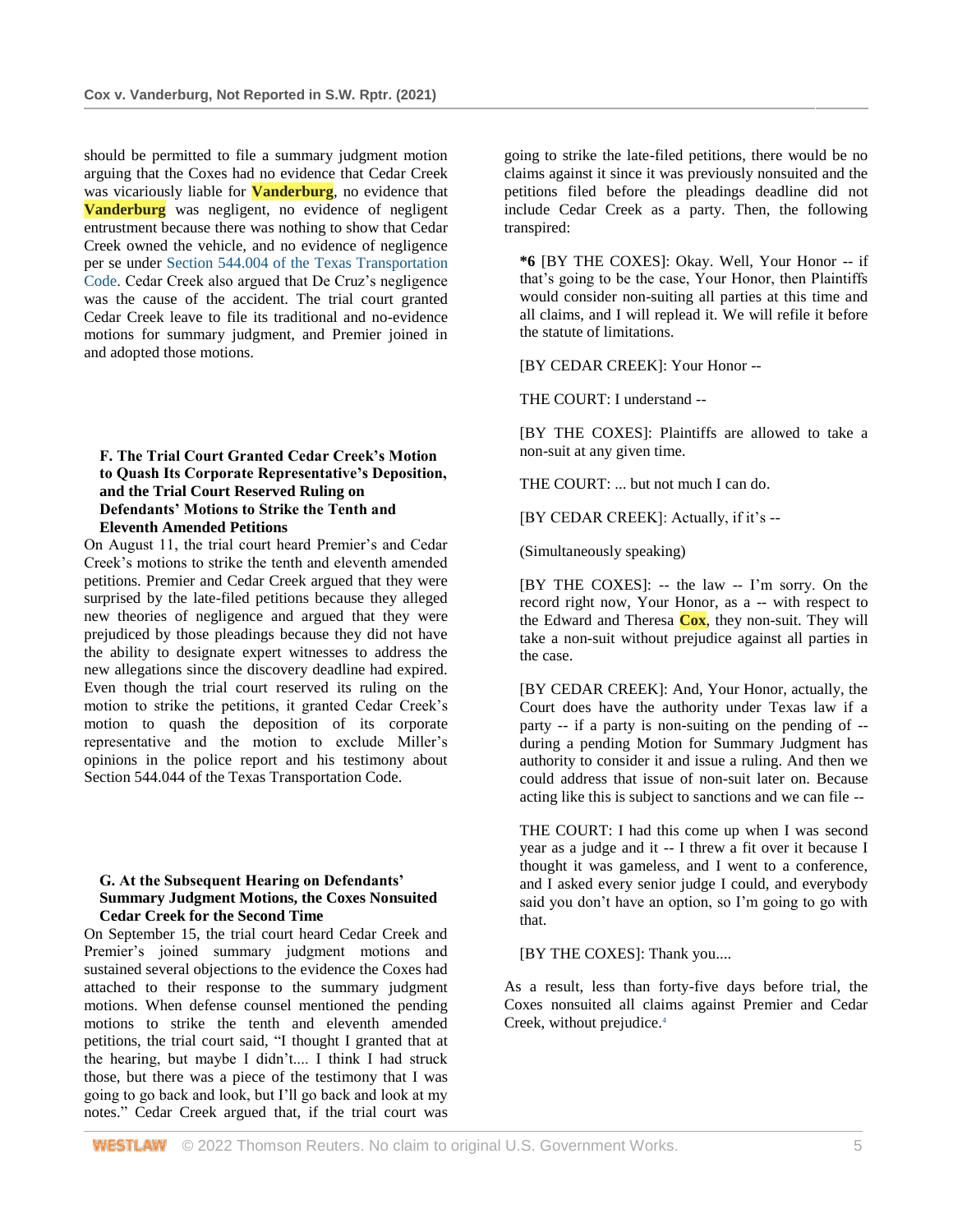should be permitted to file a summary judgment motion arguing that the Coxes had no evidence that Cedar Creek was vicariously liable for Vanderburg, no evidence that Vanderburg was negligent, no evidence of negligent entrustment because there was nothing to show that Cedar Creek owned the vehicle, and no evidence of negligence per se under Section 544.004 of the Texas Transportation Code. Cedar Creek also argued that De Cruz's negligence was the cause of the accident. The trial court granted Cedar Creek leave to file its traditional and no-evidence motions for summary judgment, and Premier joined in and adopted those motions.

### F. The Trial Court Granted Cedar Creek's Motion to Quash Its Corporate Representative's Deposition, and the Trial Court Reserved Ruling on Defendants' Motions to Strike the Tenth and Eleventh Amended Petitions

On August 11, the trial court heard Premier's and Cedar Creek's motions to strike the tenth and eleventh amended petitions. Premier and Cedar Creek argued that they were surprised by the late-filed petitions because they alleged new theories of negligence and argued that they were prejudiced by those pleadings because they did not have the ability to designate expert witnesses to address the new allegations since the discovery deadline had expired. Even though the trial court reserved its ruling on the motion to strike the petitions, it granted Cedar Creek's motion to quash the deposition of its corporate representative and the motion to exclude Miller's opinions in the police report and his testimony about Section 544.044 of the Texas Transportation Code.

### G. At the Subsequent Hearing on Defendants' Summary Judgment Motions, the Coxes Nonsuited Cedar Creek for the Second Time

On September 15, the trial court heard Cedar Creek and Premier's joined summary judgment motions and sustained several objections to the evidence the Coxes had attached to their response to the summary judgment motions. When defense counsel mentioned the pending motions to strike the tenth and eleventh amended petitions, the trial court said, "I thought I granted that at the hearing, but maybe I didn't.... I think I had struck those, but there was a piece of the testimony that I was going to go back and look, but I'll go back and look at my notes." Cedar Creek argued that, if the trial court was going to strike the late-filed petitions, there would be no claims against it since it was previously nonsuited and the petitions filed before the pleadings deadline did not include Cedar Creek as a party. Then, the following transpired:

> **\*6** [BY THE COXES]: Okay. Well, Your Honor -- if that's going to be the case, Your Honor, then Plaintiffs would consider non-suiting all parties at this time and all claims, and I will replead it. We will refile it before the statute of limitations.
>
> [BY CEDAR CREEK]: Your Honor --
>
> THE COURT: I understand --
>
> [BY THE COXES]: Plaintiffs are allowed to take a non-suit at any given time.
>
> THE COURT: ... but not much I can do.
>
> [BY CEDAR CREEK]: Actually, if it's --
>
> (Simultaneously speaking)
>
> [BY THE COXES]: -- the law -- I'm sorry. On the record right now, Your Honor, as a -- with respect to the Edward and Theresa Cox, they non-suit. They will take a non-suit without prejudice against all parties in the case.
>
> [BY CEDAR CREEK]: And, Your Honor, actually, the Court does have the authority under Texas law if a party -- if a party is non-suiting on the pending of -- during a pending Motion for Summary Judgment has authority to consider it and issue a ruling. And then we could address that issue of non-suit later on. Because acting like this is subject to sanctions and we can file --
>
> THE COURT: I had this come up when I was second year as a judge and it -- I threw a fit over it because I thought it was gameless, and I went to a conference, and I asked every senior judge I could, and everybody said you don't have an option, so I'm going to go with that.
>
> [BY THE COXES]: Thank you....

As a result, less than forty-five days before trial, the Coxes nonsuited all claims against Premier and Cedar Creek, without prejudice.[4]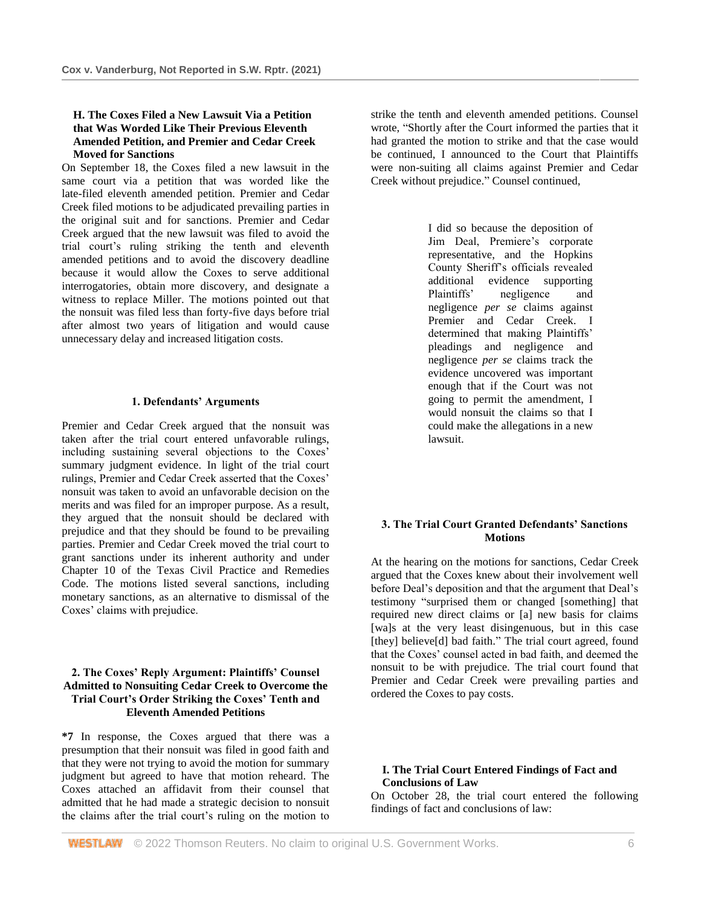### H. The Coxes Filed a New Lawsuit Via a Petition that Was Worded Like Their Previous Eleventh Amended Petition, and Premier and Cedar Creek Moved for Sanctions

On September 18, the Coxes filed a new lawsuit in the same court via a petition that was worded like the late-filed eleventh amended petition. Premier and Cedar Creek filed motions to be adjudicated prevailing parties in the original suit and for sanctions. Premier and Cedar Creek argued that the new lawsuit was filed to avoid the trial court's ruling striking the tenth and eleventh amended petitions and to avoid the discovery deadline because it would allow the Coxes to serve additional interrogatories, obtain more discovery, and designate a witness to replace Miller. The motions pointed out that the nonsuit was filed less than forty-five days before trial after almost two years of litigation and would cause unnecessary delay and increased litigation costs.

#### 1. Defendants' Arguments

Premier and Cedar Creek argued that the nonsuit was taken after the trial court entered unfavorable rulings, including sustaining several objections to the Coxes' summary judgment evidence. In light of the trial court rulings, Premier and Cedar Creek asserted that the Coxes' nonsuit was taken to avoid an unfavorable decision on the merits and was filed for an improper purpose. As a result, they argued that the nonsuit should be declared with prejudice and that they should be found to be prevailing parties. Premier and Cedar Creek moved the trial court to grant sanctions under its inherent authority and under Chapter 10 of the Texas Civil Practice and Remedies Code. The motions listed several sanctions, including monetary sanctions, as an alternative to dismissal of the Coxes' claims with prejudice.

#### 2. The Coxes' Reply Argument: Plaintiffs' Counsel Admitted to Nonsuiting Cedar Creek to Overcome the Trial Court's Order Striking the Coxes' Tenth and Eleventh Amended Petitions

**\*7** In response, the Coxes argued that there was a presumption that their nonsuit was filed in good faith and that they were not trying to avoid the motion for summary judgment but agreed to have that motion reheard. The Coxes attached an affidavit from their counsel that admitted that he had made a strategic decision to nonsuit the claims after the trial court's ruling on the motion to strike the tenth and eleventh amended petitions. Counsel wrote, "Shortly after the Court informed the parties that it had granted the motion to strike and that the case would be continued, I announced to the Court that Plaintiffs were non-suiting all claims against Premier and Cedar Creek without prejudice." Counsel continued,

> I did so because the deposition of Jim Deal, Premiere's corporate representative, and the Hopkins County Sheriff's officials revealed additional evidence supporting Plaintiffs' negligence and negligence *per se* claims against Premier and Cedar Creek. I determined that making Plaintiffs' pleadings and negligence and negligence *per se* claims track the evidence uncovered was important enough that if the Court was not going to permit the amendment, I would nonsuit the claims so that I could make the allegations in a new lawsuit.

#### 3. The Trial Court Granted Defendants' Sanctions Motions

At the hearing on the motions for sanctions, Cedar Creek argued that the Coxes knew about their involvement well before Deal's deposition and that the argument that Deal's testimony "surprised them or changed [something] that required new direct claims or [a] new basis for claims [wa]s at the very least disingenuous, but in this case [they] believe[d] bad faith." The trial court agreed, found that the Coxes' counsel acted in bad faith, and deemed the nonsuit to be with prejudice. The trial court found that Premier and Cedar Creek were prevailing parties and ordered the Coxes to pay costs.

### I. The Trial Court Entered Findings of Fact and Conclusions of Law

On October 28, the trial court entered the following findings of fact and conclusions of law: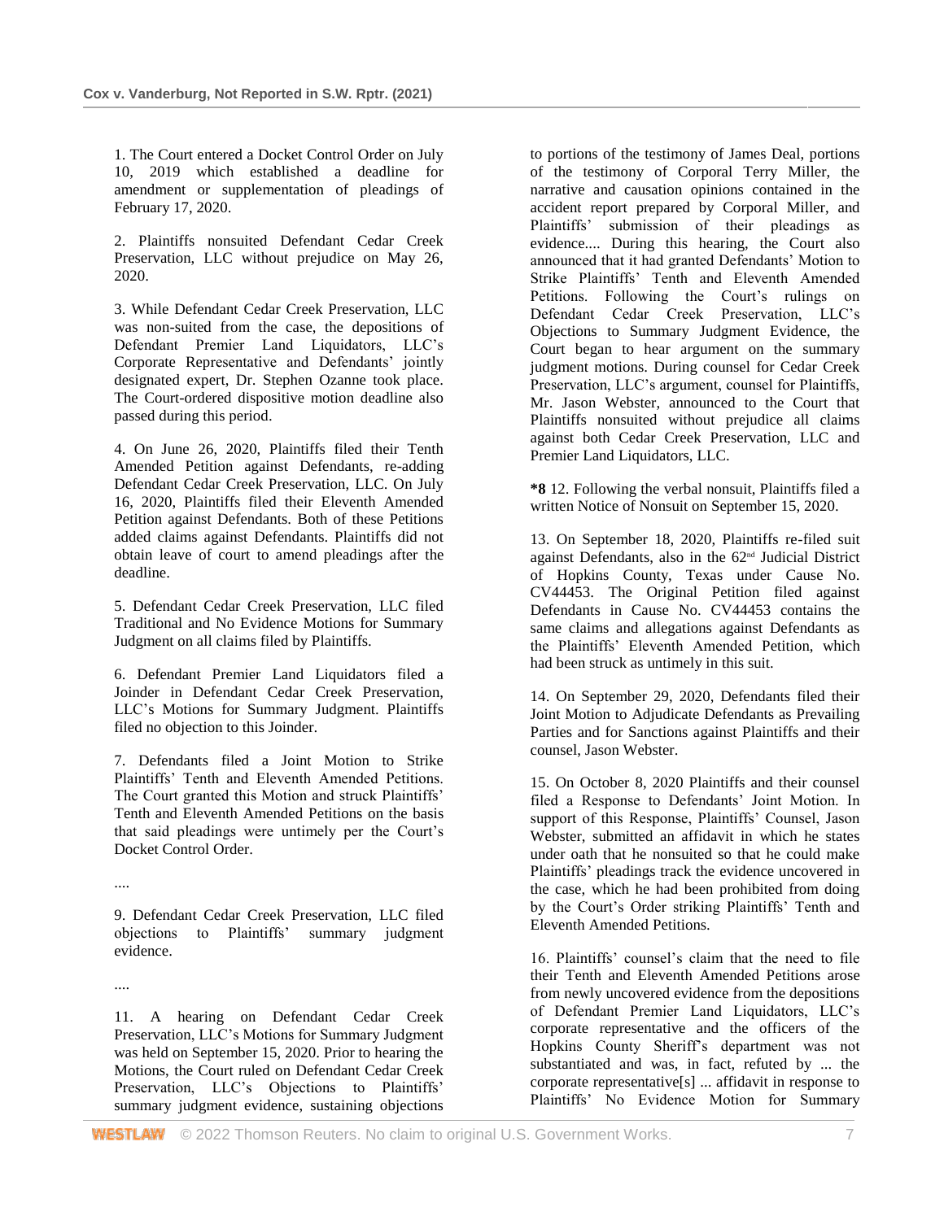1. The Court entered a Docket Control Order on July 10, 2019 which established a deadline for amendment or supplementation of pleadings of February 17, 2020.

2. Plaintiffs nonsuited Defendant Cedar Creek Preservation, LLC without prejudice on May 26, 2020.

3. While Defendant Cedar Creek Preservation, LLC was non-suited from the case, the depositions of Defendant Premier Land Liquidators, LLC's Corporate Representative and Defendants' jointly designated expert, Dr. Stephen Ozanne took place. The Court-ordered dispositive motion deadline also passed during this period.

4. On June 26, 2020, Plaintiffs filed their Tenth Amended Petition against Defendants, re-adding Defendant Cedar Creek Preservation, LLC. On July 16, 2020, Plaintiffs filed their Eleventh Amended Petition against Defendants. Both of these Petitions added claims against Defendants. Plaintiffs did not obtain leave of court to amend pleadings after the deadline.

5. Defendant Cedar Creek Preservation, LLC filed Traditional and No Evidence Motions for Summary Judgment on all claims filed by Plaintiffs.

6. Defendant Premier Land Liquidators filed a Joinder in Defendant Cedar Creek Preservation, LLC's Motions for Summary Judgment. Plaintiffs filed no objection to this Joinder.

7. Defendants filed a Joint Motion to Strike Plaintiffs' Tenth and Eleventh Amended Petitions. The Court granted this Motion and struck Plaintiffs' Tenth and Eleventh Amended Petitions on the basis that said pleadings were untimely per the Court's Docket Control Order.

....

9. Defendant Cedar Creek Preservation, LLC filed objections to Plaintiffs' summary judgment evidence.

....

11. A hearing on Defendant Cedar Creek Preservation, LLC's Motions for Summary Judgment was held on September 15, 2020. Prior to hearing the Motions, the Court ruled on Defendant Cedar Creek Preservation, LLC's Objections to Plaintiffs' summary judgment evidence, sustaining objections to portions of the testimony of James Deal, portions of the testimony of Corporal Terry Miller, the narrative and causation opinions contained in the accident report prepared by Corporal Miller, and Plaintiffs' submission of their pleadings as evidence.... During this hearing, the Court also announced that it had granted Defendants' Motion to Strike Plaintiffs' Tenth and Eleventh Amended Petitions. Following the Court's rulings on Defendant Cedar Creek Preservation, LLC's Objections to Summary Judgment Evidence, the Court began to hear argument on the summary judgment motions. During counsel for Cedar Creek Preservation, LLC's argument, counsel for Plaintiffs, Mr. Jason Webster, announced to the Court that Plaintiffs nonsuited without prejudice all claims against both Cedar Creek Preservation, LLC and Premier Land Liquidators, LLC.

**\*8** 12. Following the verbal nonsuit, Plaintiffs filed a written Notice of Nonsuit on September 15, 2020.

13. On September 18, 2020, Plaintiffs re-filed suit against Defendants, also in the 62nd Judicial District of Hopkins County, Texas under Cause No. CV44453. The Original Petition filed against Defendants in Cause No. CV44453 contains the same claims and allegations against Defendants as the Plaintiffs' Eleventh Amended Petition, which had been struck as untimely in this suit.

14. On September 29, 2020, Defendants filed their Joint Motion to Adjudicate Defendants as Prevailing Parties and for Sanctions against Plaintiffs and their counsel, Jason Webster.

15. On October 8, 2020 Plaintiffs and their counsel filed a Response to Defendants' Joint Motion. In support of this Response, Plaintiffs' Counsel, Jason Webster, submitted an affidavit in which he states under oath that he nonsuited so that he could make Plaintiffs' pleadings track the evidence uncovered in the case, which he had been prohibited from doing by the Court's Order striking Plaintiffs' Tenth and Eleventh Amended Petitions.

16. Plaintiffs' counsel's claim that the need to file their Tenth and Eleventh Amended Petitions arose from newly uncovered evidence from the depositions of Defendant Premier Land Liquidators, LLC's corporate representative and the officers of the Hopkins County Sheriff's department was not substantiated and was, in fact, refuted by ... the corporate representative[s] ... affidavit in response to Plaintiffs' No Evidence Motion for Summary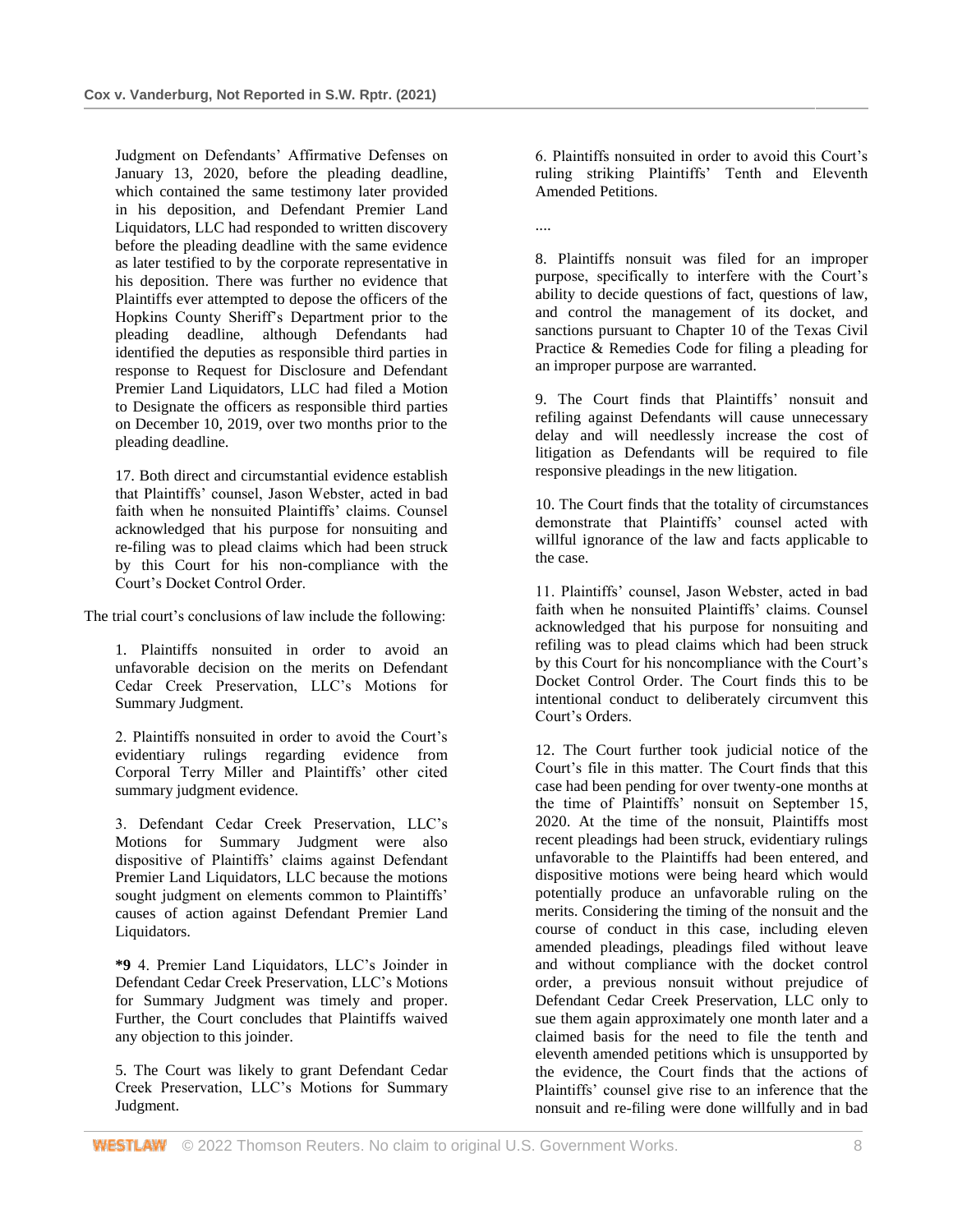Judgment on Defendants' Affirmative Defenses on January 13, 2020, before the pleading deadline, which contained the same testimony later provided in his deposition, and Defendant Premier Land Liquidators, LLC had responded to written discovery before the pleading deadline with the same evidence as later testified to by the corporate representative in his deposition. There was further no evidence that Plaintiffs ever attempted to depose the officers of the Hopkins County Sheriff's Department prior to the pleading deadline, although Defendants had identified the deputies as responsible third parties in response to Request for Disclosure and Defendant Premier Land Liquidators, LLC had filed a Motion to Designate the officers as responsible third parties on December 10, 2019, over two months prior to the pleading deadline.

> 17. Both direct and circumstantial evidence establish that Plaintiffs' counsel, Jason Webster, acted in bad faith when he nonsuited Plaintiffs' claims. Counsel acknowledged that his purpose for nonsuiting and re-filing was to plead claims which had been struck by this Court for his non-compliance with the Court's Docket Control Order.

The trial court's conclusions of law include the following:

> 1. Plaintiffs nonsuited in order to avoid an unfavorable decision on the merits on Defendant Cedar Creek Preservation, LLC's Motions for Summary Judgment.
>
> 2. Plaintiffs nonsuited in order to avoid the Court's evidentiary rulings regarding evidence from Corporal Terry Miller and Plaintiffs' other cited summary judgment evidence.
>
> 3. Defendant Cedar Creek Preservation, LLC's Motions for Summary Judgment were also dispositive of Plaintiffs' claims against Defendant Premier Land Liquidators, LLC because the motions sought judgment on elements common to Plaintiffs' causes of action against Defendant Premier Land Liquidators.
>
> **\*9** 4. Premier Land Liquidators, LLC's Joinder in Defendant Cedar Creek Preservation, LLC's Motions for Summary Judgment was timely and proper. Further, the Court concludes that Plaintiffs waived any objection to this joinder.
>
> 5. The Court was likely to grant Defendant Cedar Creek Preservation, LLC's Motions for Summary Judgment.
>
> 6. Plaintiffs nonsuited in order to avoid this Court's ruling striking Plaintiffs' Tenth and Eleventh Amended Petitions.
>
> ....
>
> 8. Plaintiffs nonsuit was filed for an improper purpose, specifically to interfere with the Court's ability to decide questions of fact, questions of law, and control the management of its docket, and sanctions pursuant to Chapter 10 of the Texas Civil Practice & Remedies Code for filing a pleading for an improper purpose are warranted.
>
> 9. The Court finds that Plaintiffs' nonsuit and refiling against Defendants will cause unnecessary delay and will needlessly increase the cost of litigation as Defendants will be required to file responsive pleadings in the new litigation.
>
> 10. The Court finds that the totality of circumstances demonstrate that Plaintiffs' counsel acted with willful ignorance of the law and facts applicable to the case.
>
> 11. Plaintiffs' counsel, Jason Webster, acted in bad faith when he nonsuited Plaintiffs' claims. Counsel acknowledged that his purpose for nonsuiting and refiling was to plead claims which had been struck by this Court for his noncompliance with the Court's Docket Control Order. The Court finds this to be intentional conduct to deliberately circumvent this Court's Orders.
>
> 12. The Court further took judicial notice of the Court's file in this matter. The Court finds that this case had been pending for over twenty-one months at the time of Plaintiffs' nonsuit on September 15, 2020. At the time of the nonsuit, Plaintiffs most recent pleadings had been struck, evidentiary rulings unfavorable to the Plaintiffs had been entered, and dispositive motions were being heard which would potentially produce an unfavorable ruling on the merits. Considering the timing of the nonsuit and the course of conduct in this case, including eleven amended pleadings, pleadings filed without leave and without compliance with the docket control order, a previous nonsuit without prejudice of Defendant Cedar Creek Preservation, LLC only to sue them again approximately one month later and a claimed basis for the need to file the tenth and eleventh amended petitions which is unsupported by the evidence, the Court finds that the actions of Plaintiffs' counsel give rise to an inference that the nonsuit and re-filing were done willfully and in bad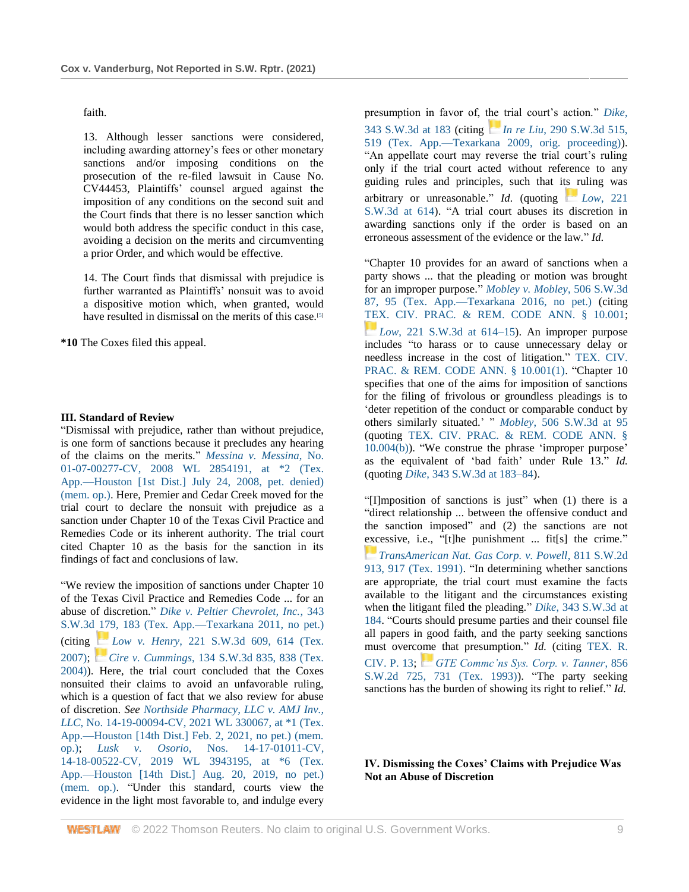faith.

13. Although lesser sanctions were considered, including awarding attorney's fees or other monetary sanctions and/or imposing conditions on the prosecution of the re-filed lawsuit in Cause No. CV44453, Plaintiffs' counsel argued against the imposition of any conditions on the second suit and the Court finds that there is no lesser sanction which would both address the specific conduct in this case, avoiding a decision on the merits and circumventing a prior Order, and which would be effective.

14. The Court finds that dismissal with prejudice is further warranted as Plaintiffs' nonsuit was to avoid a dispositive motion which, when granted, would have resulted in dismissal on the merits of this case.[5]

**\*10** The Coxes filed this appeal.

### III. Standard of Review

"Dismissal with prejudice, rather than without prejudice, is one form of sanctions because it precludes any hearing of the claims on the merits." *Messina v. Messina*, No. 01-07-00277-CV, 2008 WL 2854191, at \*2 (Tex. App.—Houston [1st Dist.] July 24, 2008, pet. denied) (mem. op.). Here, Premier and Cedar Creek moved for the trial court to declare the nonsuit with prejudice as a sanction under Chapter 10 of the Texas Civil Practice and Remedies Code or its inherent authority. The trial court cited Chapter 10 as the basis for the sanction in its findings of fact and conclusions of law.

"We review the imposition of sanctions under Chapter 10 of the Texas Civil Practice and Remedies Code ... for an abuse of discretion." *Dike v. Peltier Chevrolet, Inc.*, 343 S.W.3d 179, 183 (Tex. App.—Texarkana 2011, no pet.) (citing *Low v. Henry*, 221 S.W.3d 609, 614 (Tex. 2007); *Cire v. Cummings*, 134 S.W.3d 835, 838 (Tex. 2004)). Here, the trial court concluded that the Coxes nonsuited their claims to avoid an unfavorable ruling, which is a question of fact that we also review for abuse of discretion. *See* *Northside Pharmacy, LLC v. AMJ Inv., LLC*, No. 14-19-00094-CV, 2021 WL 330067, at \*1 (Tex. App.—Houston [14th Dist.] Feb. 2, 2021, no pet.) (mem. op.); *Lusk v. Osorio*, Nos. 14-17-01011-CV, 14-18-00522-CV, 2019 WL 3943195, at \*6 (Tex. App.—Houston [14th Dist.] Aug. 20, 2019, no pet.) (mem. op.). "Under this standard, courts view the evidence in the light most favorable to, and indulge every presumption in favor of, the trial court's action." *Dike*, 343 S.W.3d at 183 (citing *In re Liu*, 290 S.W.3d 515, 519 (Tex. App.—Texarkana 2009, orig. proceeding)). "An appellate court may reverse the trial court's ruling only if the trial court acted without reference to any guiding rules and principles, such that its ruling was arbitrary or unreasonable." *Id.* (quoting *Low*, 221 S.W.3d at 614). "A trial court abuses its discretion in awarding sanctions only if the order is based on an erroneous assessment of the evidence or the law." *Id.*

"Chapter 10 provides for an award of sanctions when a party shows ... that the pleading or motion was brought for an improper purpose." *Mobley v. Mobley*, 506 S.W.3d 87, 95 (Tex. App.—Texarkana 2016, no pet.) (citing TEX. CIV. PRAC. & REM. CODE ANN. § 10.001; *Low*, 221 S.W.3d at 614–15). An improper purpose includes "to harass or to cause unnecessary delay or needless increase in the cost of litigation." TEX. CIV. PRAC. & REM. CODE ANN. § 10.001(1). "Chapter 10 specifies that one of the aims for imposition of sanctions for the filing of frivolous or groundless pleadings is to 'deter repetition of the conduct or comparable conduct by others similarly situated.' " *Mobley*, 506 S.W.3d at 95 (quoting TEX. CIV. PRAC. & REM. CODE ANN. § 10.004(b)). "We construe the phrase 'improper purpose' as the equivalent of 'bad faith' under Rule 13." *Id.* (quoting *Dike*, 343 S.W.3d at 183–84).

"[I]mposition of sanctions is just" when (1) there is a "direct relationship ... between the offensive conduct and the sanction imposed" and (2) the sanctions are not excessive, i.e., "[t]he punishment ... fit[s] the crime." *TransAmerican Nat. Gas Corp. v. Powell*, 811 S.W.2d 913, 917 (Tex. 1991). "In determining whether sanctions are appropriate, the trial court must examine the facts available to the litigant and the circumstances existing when the litigant filed the pleading." *Dike*, 343 S.W.3d at 184. "Courts should presume parties and their counsel file all papers in good faith, and the party seeking sanctions must overcome that presumption." *Id.* (citing TEX. R. CIV. P. 13; *GTE Commc'ns Sys. Corp. v. Tanner*, 856 S.W.2d 725, 731 (Tex. 1993)). "The party seeking sanctions has the burden of showing its right to relief." *Id.*

### IV. Dismissing the Coxes' Claims with Prejudice Was Not an Abuse of Discretion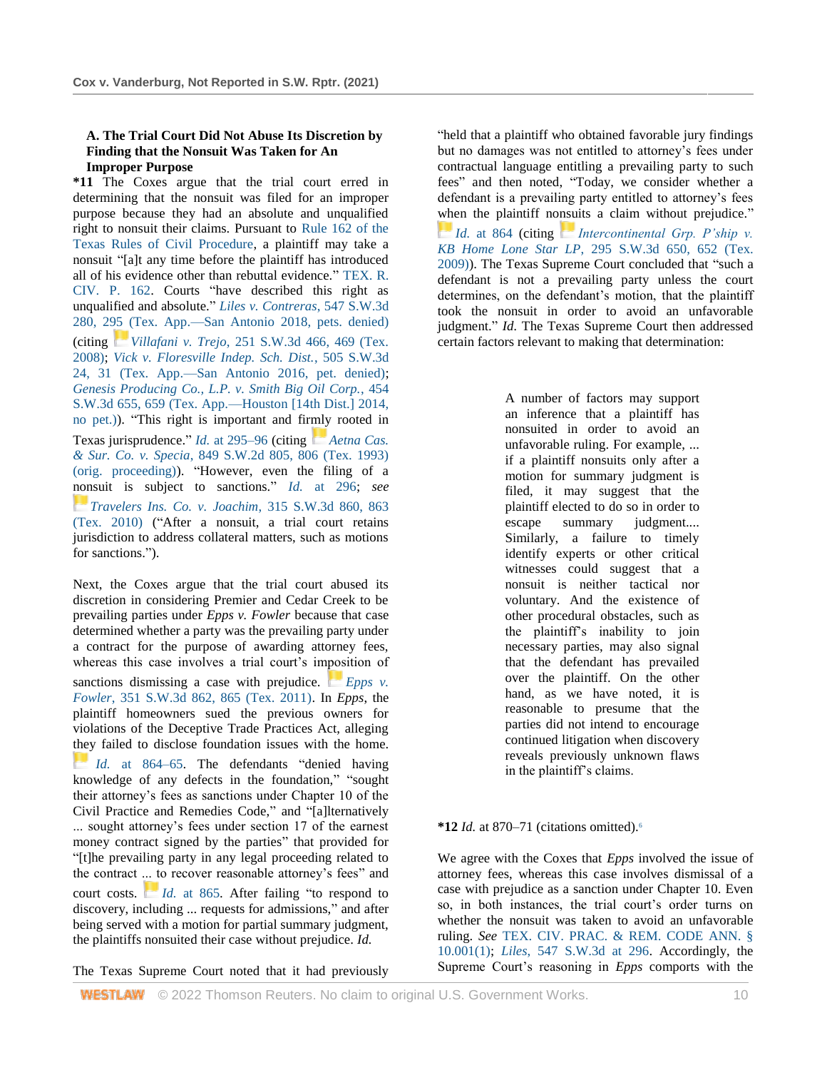### A. The Trial Court Did Not Abuse Its Discretion by Finding that the Nonsuit Was Taken for An Improper Purpose

**\*11** The Coxes argue that the trial court erred in determining that the nonsuit was filed for an improper purpose because they had an absolute and unqualified right to nonsuit their claims. Pursuant to Rule 162 of the Texas Rules of Civil Procedure, a plaintiff may take a nonsuit "[a]t any time before the plaintiff has introduced all of his evidence other than rebuttal evidence." TEX. R. CIV. P. 162. Courts "have described this right as unqualified and absolute." *Liles v. Contreras*, 547 S.W.3d 280, 295 (Tex. App.—San Antonio 2018, pets. denied) (citing *Villafani v. Trejo*, 251 S.W.3d 466, 469 (Tex. 2008); *Vick v. Floresville Indep. Sch. Dist.*, 505 S.W.3d 24, 31 (Tex. App.—San Antonio 2016, pet. denied); *Genesis Producing Co., L.P. v. Smith Big Oil Corp.*, 454 S.W.3d 655, 659 (Tex. App.—Houston [14th Dist.] 2014, no pet.)). "This right is important and firmly rooted in Texas jurisprudence." *Id.* at 295–96 (citing *Aetna Cas. & Sur. Co. v. Specia*, 849 S.W.2d 805, 806 (Tex. 1993) (orig. proceeding)). "However, even the filing of a nonsuit is subject to sanctions." *Id.* at 296; *see* *Travelers Ins. Co. v. Joachim*, 315 S.W.3d 860, 863 (Tex. 2010) ("After a nonsuit, a trial court retains jurisdiction to address collateral matters, such as motions for sanctions.").

Next, the Coxes argue that the trial court abused its discretion in considering Premier and Cedar Creek to be prevailing parties under *Epps v. Fowler* because that case determined whether a party was the prevailing party under a contract for the purpose of awarding attorney fees, whereas this case involves a trial court's imposition of sanctions dismissing a case with prejudice. *Epps v. Fowler*, 351 S.W.3d 862, 865 (Tex. 2011). In *Epps*, the plaintiff homeowners sued the previous owners for violations of the Deceptive Trade Practices Act, alleging they failed to disclose foundation issues with the home. *Id.* at 864–65. The defendants "denied having knowledge of any defects in the foundation," "sought their attorney's fees as sanctions under Chapter 10 of the Civil Practice and Remedies Code," and "[a]lternatively ... sought attorney's fees under section 17 of the earnest money contract signed by the parties" that provided for "[t]he prevailing party in any legal proceeding related to the contract ... to recover reasonable attorney's fees" and court costs. *Id.* at 865. After failing "to respond to discovery, including ... requests for admissions," and after being served with a motion for partial summary judgment, the plaintiffs nonsuited their case without prejudice. *Id.*

The Texas Supreme Court noted that it had previously "held that a plaintiff who obtained favorable jury findings but no damages was not entitled to attorney's fees under contractual language entitling a prevailing party to such fees" and then noted, "Today, we consider whether a defendant is a prevailing party entitled to attorney's fees when the plaintiff nonsuits a claim without prejudice." *Id.* at 864 (citing *Intercontinental Grp. P'ship v. KB Home Lone Star LP*, 295 S.W.3d 650, 652 (Tex. 2009)). The Texas Supreme Court concluded that "such a defendant is not a prevailing party unless the court determines, on the defendant's motion, that the plaintiff took the nonsuit in order to avoid an unfavorable judgment." *Id.* The Texas Supreme Court then addressed certain factors relevant to making that determination:

> A number of factors may support an inference that a plaintiff has nonsuited in order to avoid an unfavorable ruling. For example, ... if a plaintiff nonsuits only after a motion for summary judgment is filed, it may suggest that the plaintiff elected to do so in order to escape summary judgment.... Similarly, a failure to timely identify experts or other critical witnesses could suggest that a nonsuit is neither tactical nor voluntary. And the existence of other procedural obstacles, such as the plaintiff's inability to join necessary parties, may also signal that the defendant has prevailed over the plaintiff. On the other hand, as we have noted, it is reasonable to presume that the parties did not intend to encourage continued litigation when discovery reveals previously unknown flaws in the plaintiff's claims.

**\*12** *Id.* at 870–71 (citations omitted).[6]

We agree with the Coxes that *Epps* involved the issue of attorney fees, whereas this case involves dismissal of a case with prejudice as a sanction under Chapter 10. Even so, in both instances, the trial court's order turns on whether the nonsuit was taken to avoid an unfavorable ruling. *See* TEX. CIV. PRAC. & REM. CODE ANN. § 10.001(1); *Liles*, 547 S.W.3d at 296. Accordingly, the Supreme Court's reasoning in *Epps* comports with the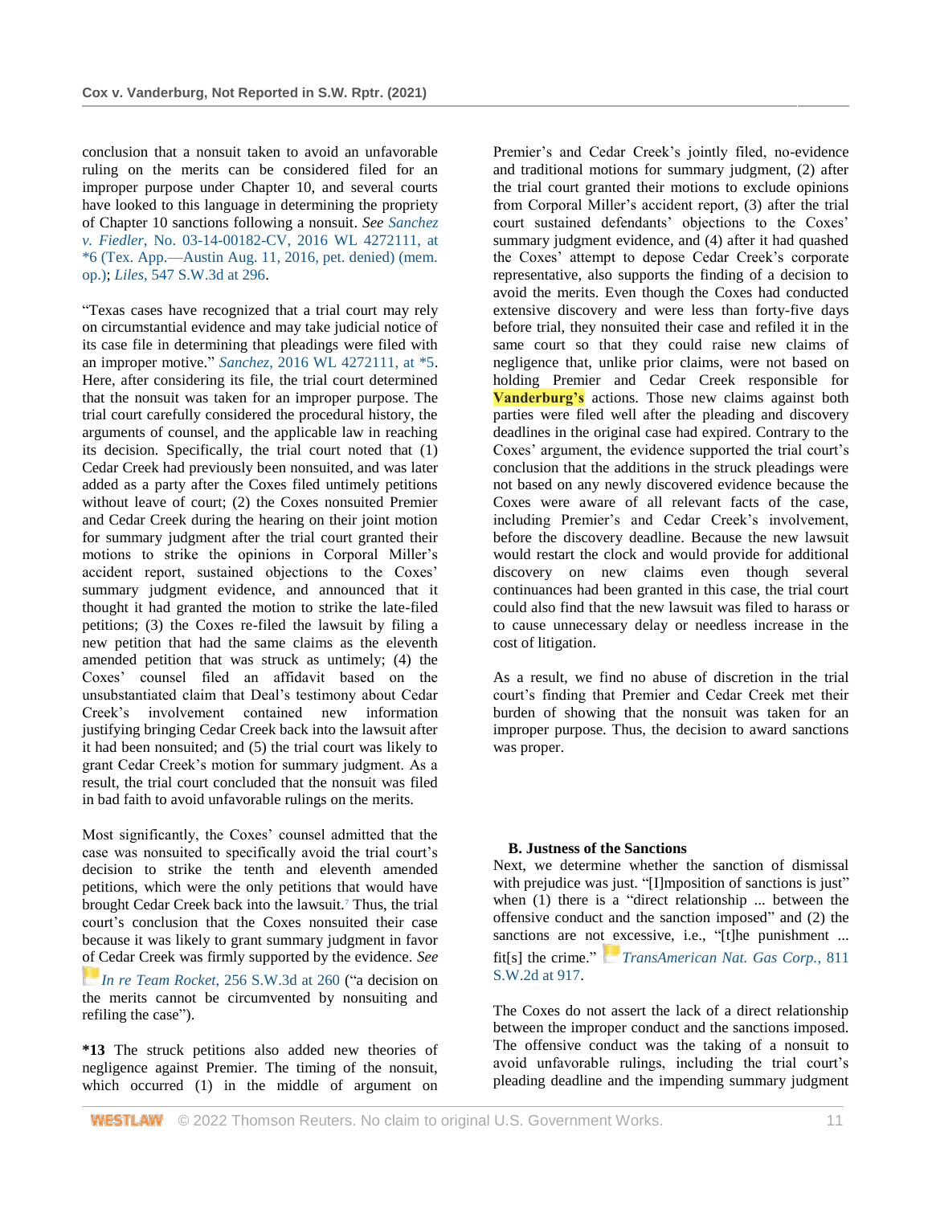conclusion that a nonsuit taken to avoid an unfavorable ruling on the merits can be considered filed for an improper purpose under Chapter 10, and several courts have looked to this language in determining the propriety of Chapter 10 sanctions following a nonsuit. *See Sanchez v. Fiedler*, No. 03-14-00182-CV, 2016 WL 4272111, at *6 (Tex. App.—Austin Aug. 11, 2016, pet. denied) (mem. op.); *Liles*, 547 S.W.3d at 296.

"Texas cases have recognized that a trial court may rely on circumstantial evidence and may take judicial notice of its case file in determining that pleadings were filed with an improper motive." *Sanchez*, 2016 WL 4272111, at *5. Here, after considering its file, the trial court determined that the nonsuit was taken for an improper purpose. The trial court carefully considered the procedural history, the arguments of counsel, and the applicable law in reaching its decision. Specifically, the trial court noted that (1) Cedar Creek had previously been nonsuited, and was later added as a party after the Coxes filed untimely petitions without leave of court; (2) the Coxes nonsuited Premier and Cedar Creek during the hearing on their joint motion for summary judgment after the trial court granted their motions to strike the opinions in Corporal Miller's accident report, sustained objections to the Coxes' summary judgment evidence, and announced that it thought it had granted the motion to strike the late-filed petitions; (3) the Coxes re-filed the lawsuit by filing a new petition that had the same claims as the eleventh amended petition that was struck as untimely; (4) the Coxes' counsel filed an affidavit based on the unsubstantiated claim that Deal's testimony about Cedar Creek's involvement contained new information justifying bringing Cedar Creek back into the lawsuit after it had been nonsuited; and (5) the trial court was likely to grant Cedar Creek's motion for summary judgment. As a result, the trial court concluded that the nonsuit was filed in bad faith to avoid unfavorable rulings on the merits.

Most significantly, the Coxes' counsel admitted that the case was nonsuited to specifically avoid the trial court's decision to strike the tenth and eleventh amended petitions, which were the only petitions that would have brought Cedar Creek back into the lawsuit.[7] Thus, the trial court's conclusion that the Coxes nonsuited their case because it was likely to grant summary judgment in favor of Cedar Creek was firmly supported by the evidence. *See In re Team Rocket*, 256 S.W.3d at 260 ("a decision on the merits cannot be circumvented by nonsuiting and refiling the case").

**\*13** The struck petitions also added new theories of negligence against Premier. The timing of the nonsuit, which occurred (1) in the middle of argument on Premier's and Cedar Creek's jointly filed, no-evidence and traditional motions for summary judgment, (2) after the trial court granted their motions to exclude opinions from Corporal Miller's accident report, (3) after the trial court sustained defendants' objections to the Coxes' summary judgment evidence, and (4) after it had quashed the Coxes' attempt to depose Cedar Creek's corporate representative, also supports the finding of a decision to avoid the merits. Even though the Coxes had conducted extensive discovery and were less than forty-five days before trial, they nonsuited their case and refiled it in the same court so that they could raise new claims of negligence that, unlike prior claims, were not based on holding Premier and Cedar Creek responsible for Vanderburg's actions. Those new claims against both parties were filed well after the pleading and discovery deadlines in the original case had expired. Contrary to the Coxes' argument, the evidence supported the trial court's conclusion that the additions in the struck pleadings were not based on any newly discovered evidence because the Coxes were aware of all relevant facts of the case, including Premier's and Cedar Creek's involvement, before the discovery deadline. Because the new lawsuit would restart the clock and would provide for additional discovery on new claims even though several continuances had been granted in this case, the trial court could also find that the new lawsuit was filed to harass or to cause unnecessary delay or needless increase in the cost of litigation.

As a result, we find no abuse of discretion in the trial court's finding that Premier and Cedar Creek met their burden of showing that the nonsuit was taken for an improper purpose. Thus, the decision to award sanctions was proper.

### B. Justness of the Sanctions

Next, we determine whether the sanction of dismissal with prejudice was just. "[I]mposition of sanctions is just" when (1) there is a "direct relationship ... between the offensive conduct and the sanction imposed" and (2) the sanctions are not excessive, i.e., "[t]he punishment ... fit[s] the crime." *TransAmerican Nat. Gas Corp.*, 811 S.W.2d at 917.

The Coxes do not assert the lack of a direct relationship between the improper conduct and the sanctions imposed. The offensive conduct was the taking of a nonsuit to avoid unfavorable rulings, including the trial court's pleading deadline and the impending summary judgment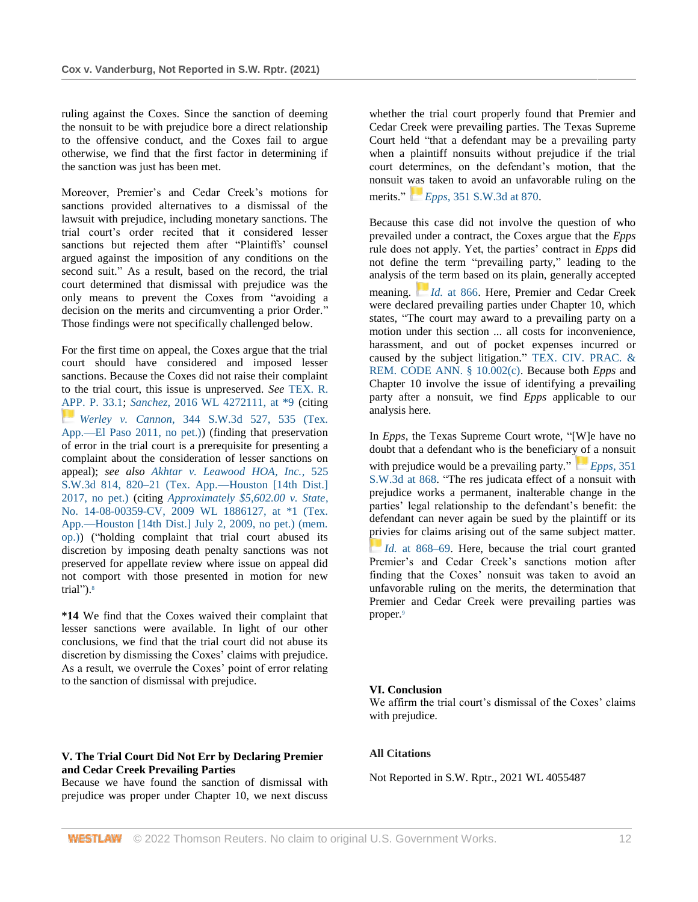ruling against the Coxes. Since the sanction of deeming the nonsuit to be with prejudice bore a direct relationship to the offensive conduct, and the Coxes fail to argue otherwise, we find that the first factor in determining if the sanction was just has been met.

Moreover, Premier's and Cedar Creek's motions for sanctions provided alternatives to a dismissal of the lawsuit with prejudice, including monetary sanctions. The trial court's order recited that it considered lesser sanctions but rejected them after "Plaintiffs' counsel argued against the imposition of any conditions on the second suit." As a result, based on the record, the trial court determined that dismissal with prejudice was the only means to prevent the Coxes from "avoiding a decision on the merits and circumventing a prior Order." Those findings were not specifically challenged below.

For the first time on appeal, the Coxes argue that the trial court should have considered and imposed lesser sanctions. Because the Coxes did not raise their complaint to the trial court, this issue is unpreserved. *See* TEX. R. APP. P. 33.1; *Sanchez*, 2016 WL 4272111, at *9 (citing *Werley v. Cannon*, 344 S.W.3d 527, 535 (Tex. App.—El Paso 2011, no pet.)) (finding that preservation of error in the trial court is a prerequisite for presenting a complaint about the consideration of lesser sanctions on appeal); *see also* *Akhtar v. Leawood HOA, Inc.*, 525 S.W.3d 814, 820–21 (Tex. App.—Houston [14th Dist.] 2017, no pet.) (citing *Approximately $5,602.00 v. State*, No. 14-08-00359-CV, 2009 WL 1886127, at *1 (Tex. App.—Houston [14th Dist.] July 2, 2009, no pet.) (mem. op.)) ("holding complaint that trial court abused its discretion by imposing death penalty sanctions was not preserved for appellate review where issue on appeal did not comport with those presented in motion for new trial").[8]

**\*14** We find that the Coxes waived their complaint that lesser sanctions were available. In light of our other conclusions, we find that the trial court did not abuse its discretion by dismissing the Coxes' claims with prejudice. As a result, we overrule the Coxes' point of error relating to the sanction of dismissal with prejudice.

## V. The Trial Court Did Not Err by Declaring Premier and Cedar Creek Prevailing Parties

Because we have found the sanction of dismissal with prejudice was proper under Chapter 10, we next discuss whether the trial court properly found that Premier and Cedar Creek were prevailing parties. The Texas Supreme Court held "that a defendant may be a prevailing party when a plaintiff nonsuits without prejudice if the trial court determines, on the defendant's motion, that the nonsuit was taken to avoid an unfavorable ruling on the merits." *Epps*, 351 S.W.3d at 870.

Because this case did not involve the question of who prevailed under a contract, the Coxes argue that the *Epps* rule does not apply. Yet, the parties' contract in *Epps* did not define the term "prevailing party," leading to the analysis of the term based on its plain, generally accepted meaning. *Id.* at 866. Here, Premier and Cedar Creek were declared prevailing parties under Chapter 10, which states, "The court may award to a prevailing party on a motion under this section ... all costs for inconvenience, harassment, and out of pocket expenses incurred or caused by the subject litigation." TEX. CIV. PRAC. & REM. CODE ANN. § 10.002(c). Because both *Epps* and Chapter 10 involve the issue of identifying a prevailing party after a nonsuit, we find *Epps* applicable to our analysis here.

In *Epps*, the Texas Supreme Court wrote, "[W]e have no doubt that a defendant who is the beneficiary of a nonsuit with prejudice would be a prevailing party." *Epps*, 351 S.W.3d at 868. "The res judicata effect of a nonsuit with prejudice works a permanent, inalterable change in the parties' legal relationship to the defendant's benefit: the defendant can never again be sued by the plaintiff or its privies for claims arising out of the same subject matter." *Id.* at 868–69. Here, because the trial court granted Premier's and Cedar Creek's sanctions motion after finding that the Coxes' nonsuit was taken to avoid an unfavorable ruling on the merits, the determination that Premier and Cedar Creek were prevailing parties was proper.[9]

## VI. Conclusion

We affirm the trial court's dismissal of the Coxes' claims with prejudice.

### All Citations

Not Reported in S.W. Rptr., 2021 WL 4055487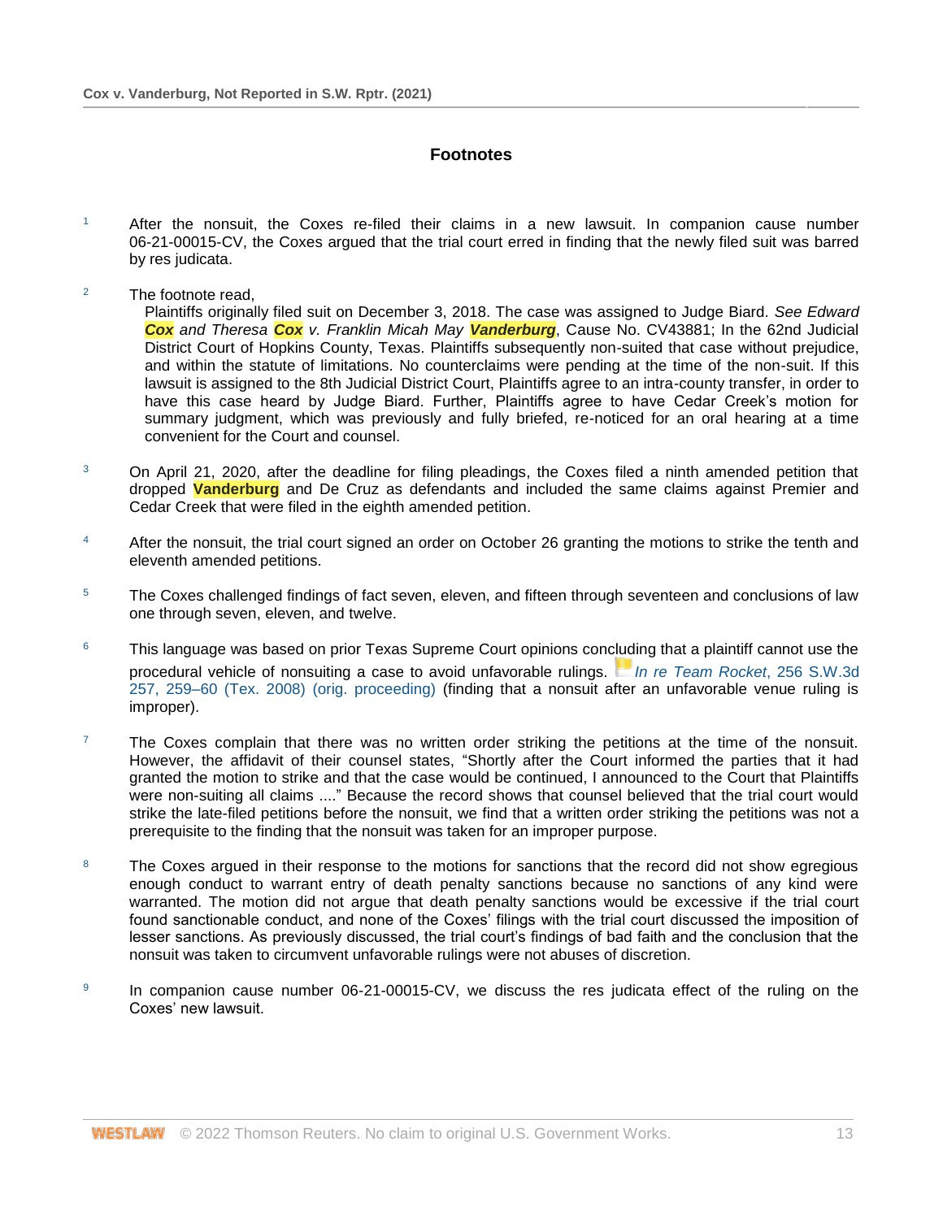## Footnotes

1 After the nonsuit, the Coxes re-filed their claims in a new lawsuit. In companion cause number 06-21-00015-CV, the Coxes argued that the trial court erred in finding that the newly filed suit was barred by res judicata.

2 The footnote read,

> Plaintiffs originally filed suit on December 3, 2018. The case was assigned to Judge Biard. *See Edward **Cox** and Theresa **Cox** v. Franklin Micah May **Vanderburg***, Cause No. CV43881; In the 62nd Judicial District Court of Hopkins County, Texas. Plaintiffs subsequently non-suited that case without prejudice, and within the statute of limitations. No counterclaims were pending at the time of the non-suit. If this lawsuit is assigned to the 8th Judicial District Court, Plaintiffs agree to an intra-county transfer, in order to have this case heard by Judge Biard. Further, Plaintiffs agree to have Cedar Creek's motion for summary judgment, which was previously and fully briefed, re-noticed for an oral hearing at a time convenient for the Court and counsel.

3 On April 21, 2020, after the deadline for filing pleadings, the Coxes filed a ninth amended petition that dropped **Vanderburg** and De Cruz as defendants and included the same claims against Premier and Cedar Creek that were filed in the eighth amended petition.

4 After the nonsuit, the trial court signed an order on October 26 granting the motions to strike the tenth and eleventh amended petitions.

5 The Coxes challenged findings of fact seven, eleven, and fifteen through seventeen and conclusions of law one through seven, eleven, and twelve.

6 This language was based on prior Texas Supreme Court opinions concluding that a plaintiff cannot use the procedural vehicle of nonsuiting a case to avoid unfavorable rulings. *In re Team Rocket*, 256 S.W.3d 257, 259–60 (Tex. 2008) (orig. proceeding) (finding that a nonsuit after an unfavorable venue ruling is improper).

7 The Coxes complain that there was no written order striking the petitions at the time of the nonsuit. However, the affidavit of their counsel states, "Shortly after the Court informed the parties that it had granted the motion to strike and that the case would be continued, I announced to the Court that Plaintiffs were non-suiting all claims ...." Because the record shows that counsel believed that the trial court would strike the late-filed petitions before the nonsuit, we find that a written order striking the petitions was not a prerequisite to the finding that the nonsuit was taken for an improper purpose.

8 The Coxes argued in their response to the motions for sanctions that the record did not show egregious enough conduct to warrant entry of death penalty sanctions because no sanctions of any kind were warranted. The motion did not argue that death penalty sanctions would be excessive if the trial court found sanctionable conduct, and none of the Coxes' filings with the trial court discussed the imposition of lesser sanctions. As previously discussed, the trial court's findings of bad faith and the conclusion that the nonsuit was taken to circumvent unfavorable rulings were not abuses of discretion.

9 In companion cause number 06-21-00015-CV, we discuss the res judicata effect of the ruling on the Coxes' new lawsuit.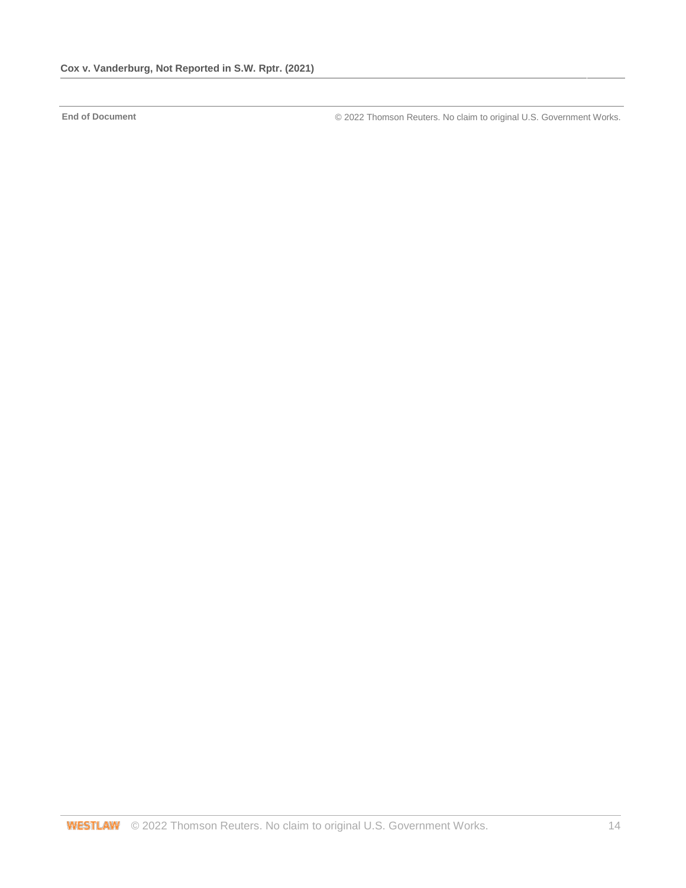**End of Document** © 2022 Thomson Reuters. No claim to original U.S. Government Works.